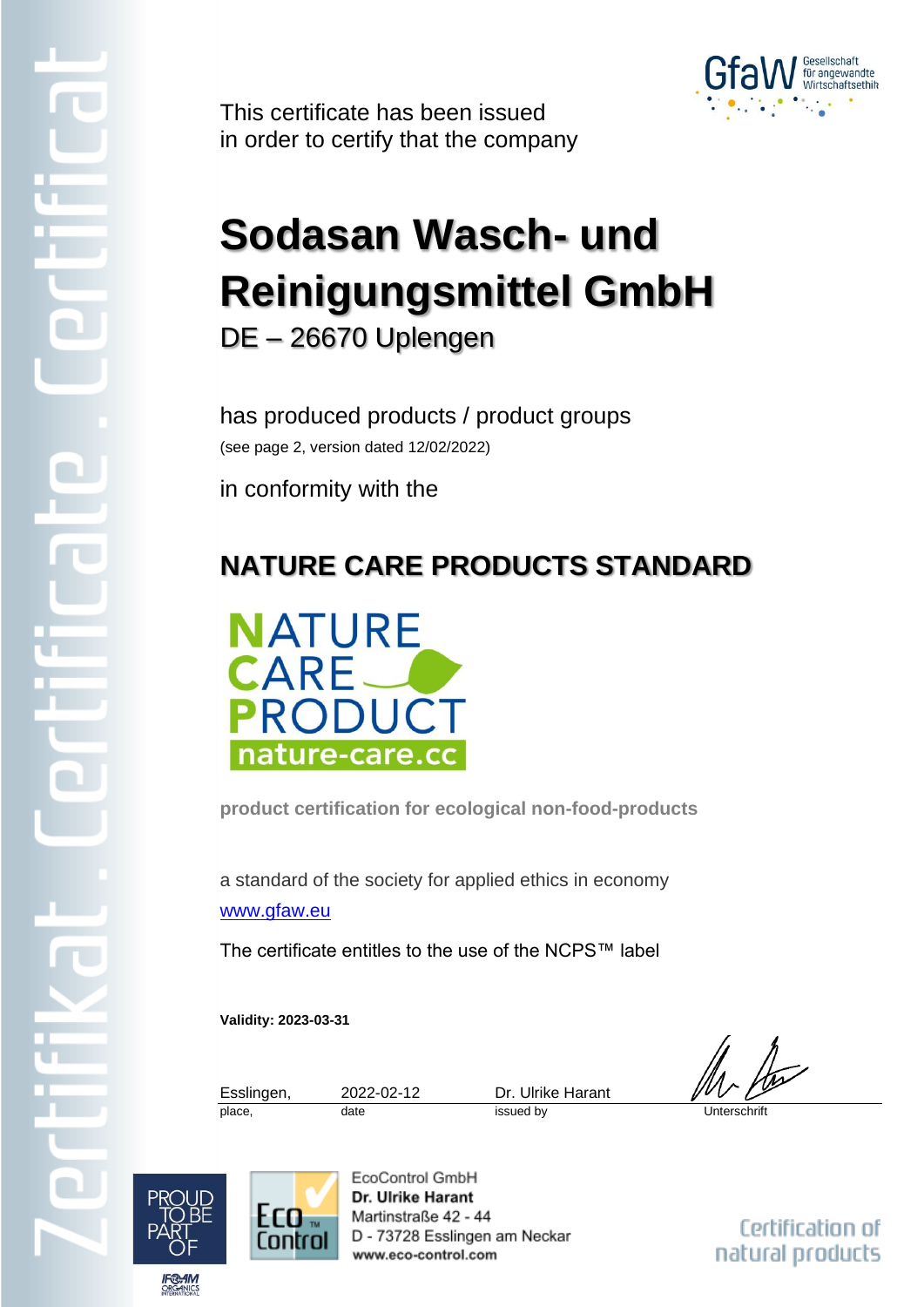This certificate has been issued
in order to certify that the company

# Sodasan Wasch- und Reinigungsmittel GmbH

DE – 26670 Uplengen

has produced products / product groups

(see page 2, version dated 12/02/2022)

in conformity with the

## NATURE CARE PRODUCTS STANDARD

NATURE CARE PRODUCT
nature-care.cc

**product certification for ecological non-food-products**

a standard of the society for applied ethics in economy

www.gfaw.eu

The certificate entitles to the use of the NCPS™ label

**Validity: 2023-03-31**

| Esslingen, | 2022-02-12 | Dr. Ulrike Harant | |
|---|---|---|---|
| place, | date | issued by | Unterschrift |

EcoControl GmbH
**Dr. Ulrike Harant**
Martinstraße 42 - 44
D - 73728 Esslingen am Neckar
**www.eco-control.com**

Certification of natural products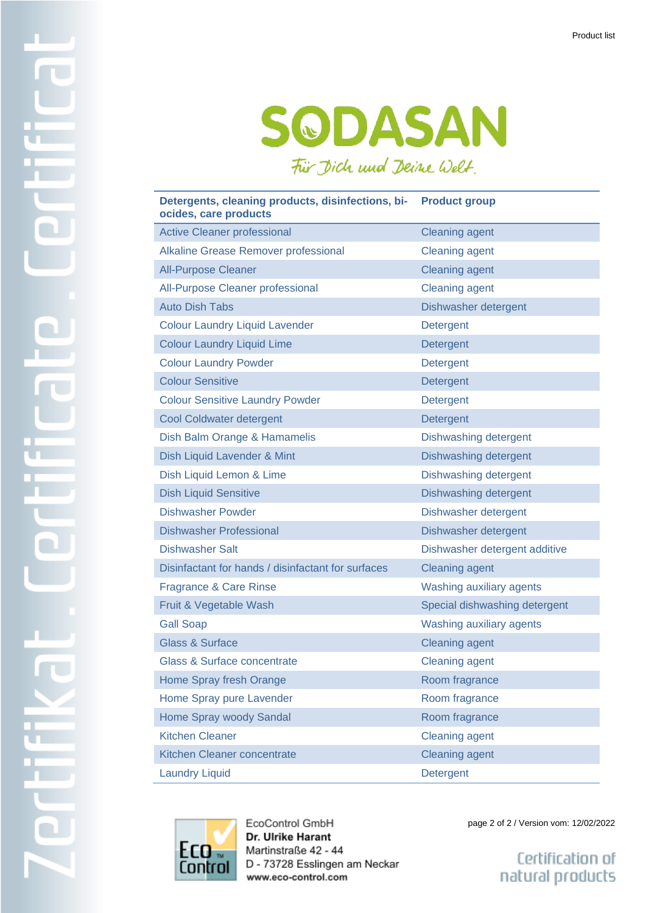Product list

SODASAN

Für Dich und Deine Welt.

| Detergents, cleaning products, disinfections, biocides, care products | Product group |
| --- | --- |
| Active Cleaner professional | Cleaning agent |
| Alkaline Grease Remover professional | Cleaning agent |
| All-Purpose Cleaner | Cleaning agent |
| All-Purpose Cleaner professional | Cleaning agent |
| Auto Dish Tabs | Dishwasher detergent |
| Colour Laundry Liquid Lavender | Detergent |
| Colour Laundry Liquid Lime | Detergent |
| Colour Laundry Powder | Detergent |
| Colour Sensitive | Detergent |
| Colour Sensitive Laundry Powder | Detergent |
| Cool Coldwater detergent | Detergent |
| Dish Balm Orange & Hamamelis | Dishwashing detergent |
| Dish Liquid Lavender & Mint | Dishwashing detergent |
| Dish Liquid Lemon & Lime | Dishwashing detergent |
| Dish Liquid Sensitive | Dishwashing detergent |
| Dishwasher Powder | Dishwasher detergent |
| Dishwasher Professional | Dishwasher detergent |
| Dishwasher Salt | Dishwasher detergent additive |
| Disinfactant for hands / disinfactant for surfaces | Cleaning agent |
| Fragrance & Care Rinse | Washing auxiliary agents |
| Fruit & Vegetable Wash | Special dishwashing detergent |
| Gall Soap | Washing auxiliary agents |
| Glass & Surface | Cleaning agent |
| Glass & Surface concentrate | Cleaning agent |
| Home Spray fresh Orange | Room fragrance |
| Home Spray pure Lavender | Room fragrance |
| Home Spray woody Sandal | Room fragrance |
| Kitchen Cleaner | Cleaning agent |
| Kitchen Cleaner concentrate | Cleaning agent |
| Laundry Liquid | Detergent |

EcoControl GmbH
**Dr. Ulrike Harant**
Martinstraße 42 - 44
D - 73728 Esslingen am Neckar
www.eco-control.com

page 2 of 2 / Version vom: 12/02/2022

Certification of natural products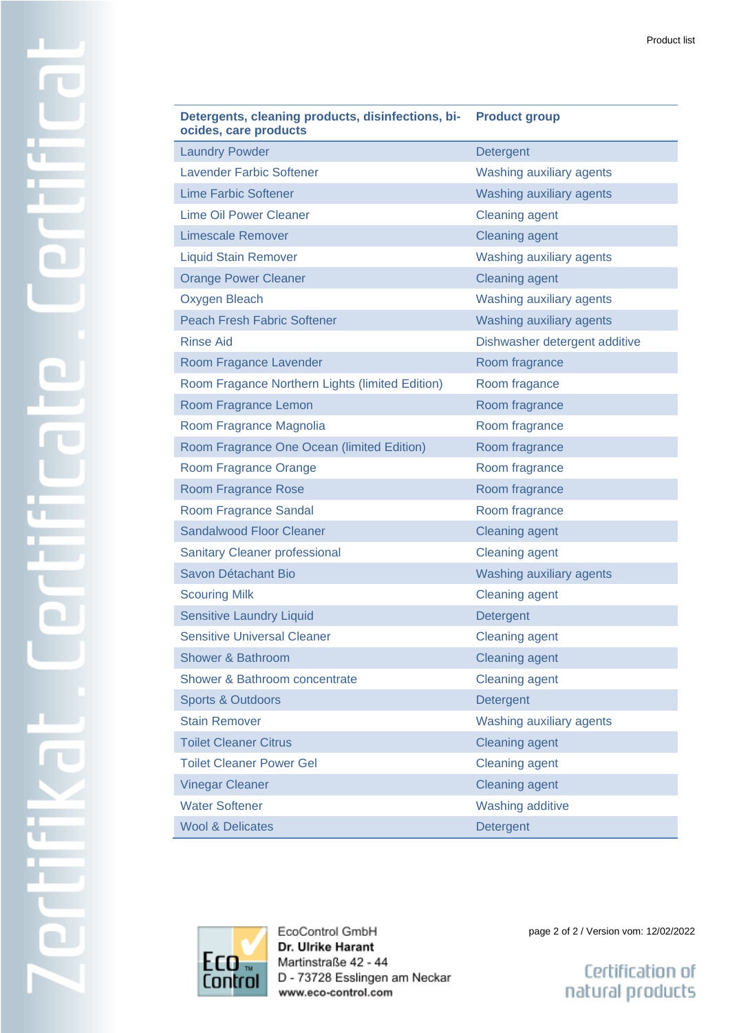| Detergents, cleaning products, disinfections, biocides, care products | Product group |
|---|---|
| Laundry Powder | Detergent |
| Lavender Farbic Softener | Washing auxiliary agents |
| Lime Farbic Softener | Washing auxiliary agents |
| Lime Oil Power Cleaner | Cleaning agent |
| Limescale Remover | Cleaning agent |
| Liquid Stain Remover | Washing auxiliary agents |
| Orange Power Cleaner | Cleaning agent |
| Oxygen Bleach | Washing auxiliary agents |
| Peach Fresh Fabric Softener | Washing auxiliary agents |
| Rinse Aid | Dishwasher detergent additive |
| Room Fragance Lavender | Room fragrance |
| Room Fragance Northern Lights (limited Edition) | Room fragance |
| Room Fragrance Lemon | Room fragrance |
| Room Fragrance Magnolia | Room fragrance |
| Room Fragrance One Ocean (limited Edition) | Room fragrance |
| Room Fragrance Orange | Room fragrance |
| Room Fragrance Rose | Room fragrance |
| Room Fragrance Sandal | Room fragrance |
| Sandalwood Floor Cleaner | Cleaning agent |
| Sanitary Cleaner professional | Cleaning agent |
| Savon Détachant Bio | Washing auxiliary agents |
| Scouring Milk | Cleaning agent |
| Sensitive Laundry Liquid | Detergent |
| Sensitive Universal Cleaner | Cleaning agent |
| Shower & Bathroom | Cleaning agent |
| Shower & Bathroom concentrate | Cleaning agent |
| Sports & Outdoors | Detergent |
| Stain Remover | Washing auxiliary agents |
| Toilet Cleaner Citrus | Cleaning agent |
| Toilet Cleaner Power Gel | Cleaning agent |
| Vinegar Cleaner | Cleaning agent |
| Water Softener | Washing additive |
| Wool & Delicates | Detergent |

EcoControl GmbH
**Dr. Ulrike Harant**
Martinstraße 42 - 44
D - 73728 Esslingen am Neckar
www.eco-control.com

Version vom: 12/02/2022

Certification of natural products